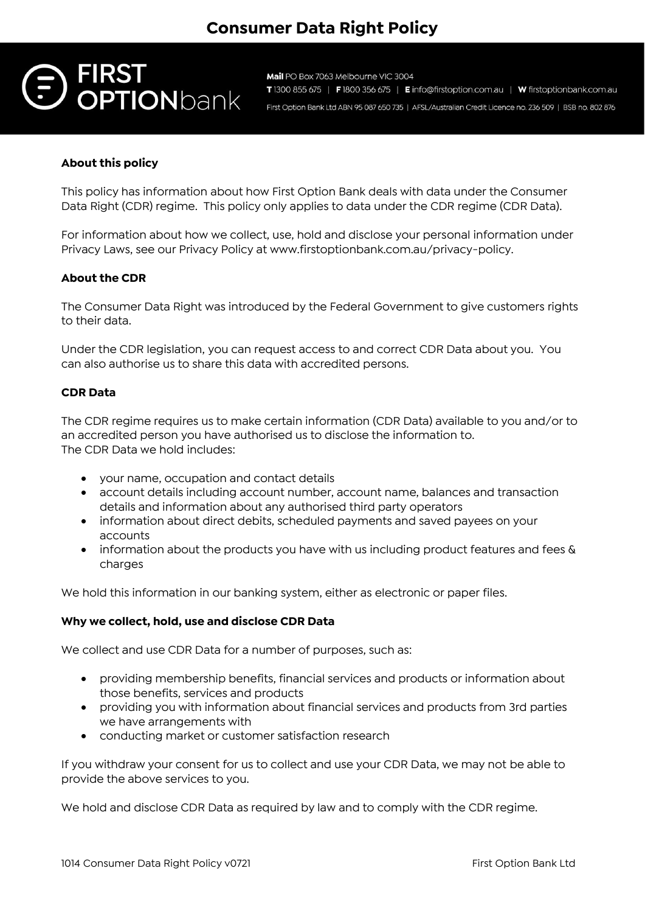# Consumer Data Right Policy

**FIRST OPTION**bank

**Mail** PO Box 7063 Melbourne VIC 3004
**T** 1300 855 675 | **F** 1800 356 675 | **E** info@firstoption.com.au | **W** firstoptionbank.com.au
First Option Bank Ltd ABN 95 087 650 735 | AFSL/Australian Credit Licence no. 236 509 | BSB no. 802 876

### About this policy

This policy has information about how First Option Bank deals with data under the Consumer Data Right (CDR) regime. This policy only applies to data under the CDR regime (CDR Data).

For information about how we collect, use, hold and disclose your personal information under Privacy Laws, see our Privacy Policy at www.firstoptionbank.com.au/privacy-policy.

### About the CDR

The Consumer Data Right was introduced by the Federal Government to give customers rights to their data.

Under the CDR legislation, you can request access to and correct CDR Data about you. You can also authorise us to share this data with accredited persons.

### CDR Data

The CDR regime requires us to make certain information (CDR Data) available to you and/or to an accredited person you have authorised us to disclose the information to.
The CDR Data we hold includes:

- your name, occupation and contact details
- account details including account number, account name, balances and transaction details and information about any authorised third party operators
- information about direct debits, scheduled payments and saved payees on your accounts
- information about the products you have with us including product features and fees & charges

We hold this information in our banking system, either as electronic or paper files.

### Why we collect, hold, use and disclose CDR Data

We collect and use CDR Data for a number of purposes, such as:

- providing membership benefits, financial services and products or information about those benefits, services and products
- providing you with information about financial services and products from 3rd parties we have arrangements with
- conducting market or customer satisfaction research

If you withdraw your consent for us to collect and use your CDR Data, we may not be able to provide the above services to you.

We hold and disclose CDR Data as required by law and to comply with the CDR regime.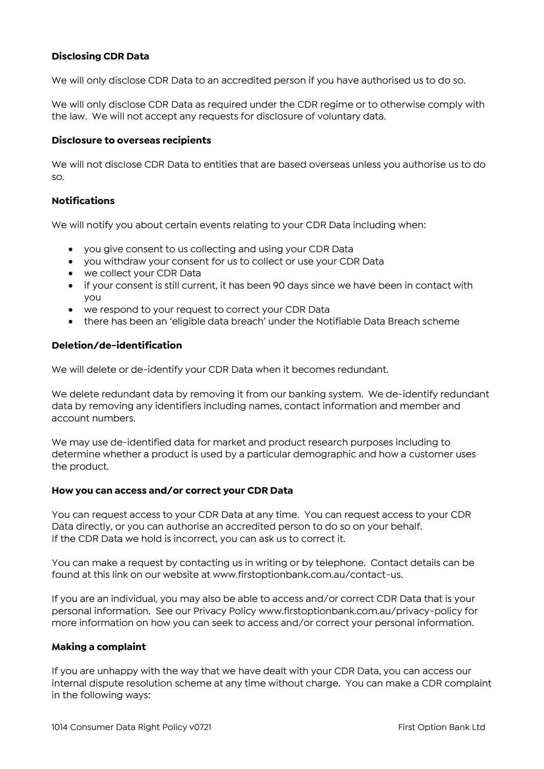### Disclosing CDR Data

We will only disclose CDR Data to an accredited person if you have authorised us to do so.

We will only disclose CDR Data as required under the CDR regime or to otherwise comply with the law. We will not accept any requests for disclosure of voluntary data.

### Disclosure to overseas recipients

We will not disclose CDR Data to entities that are based overseas unless you authorise us to do so.

### Notifications

We will notify you about certain events relating to your CDR Data including when:

- you give consent to us collecting and using your CDR Data
- you withdraw your consent for us to collect or use your CDR Data
- we collect your CDR Data
- if your consent is still current, it has been 90 days since we have been in contact with you
- we respond to your request to correct your CDR Data
- there has been an 'eligible data breach' under the Notifiable Data Breach scheme

### Deletion/de-identification

We will delete or de-identify your CDR Data when it becomes redundant.

We delete redundant data by removing it from our banking system. We de-identify redundant data by removing any identifiers including names, contact information and member and account numbers.

We may use de-identified data for market and product research purposes including to determine whether a product is used by a particular demographic and how a customer uses the product.

### How you can access and/or correct your CDR Data

You can request access to your CDR Data at any time. You can request access to your CDR Data directly, or you can authorise an accredited person to do so on your behalf.
If the CDR Data we hold is incorrect, you can ask us to correct it.

You can make a request by contacting us in writing or by telephone. Contact details can be found at this link on our website at www.firstoptionbank.com.au/contact-us.

If you are an individual, you may also be able to access and/or correct CDR Data that is your personal information. See our Privacy Policy www.firstoptionbank.com.au/privacy-policy for more information on how you can seek to access and/or correct your personal information.

### Making a complaint

If you are unhappy with the way that we have dealt with your CDR Data, you can access our internal dispute resolution scheme at any time without charge. You can make a CDR complaint in the following ways: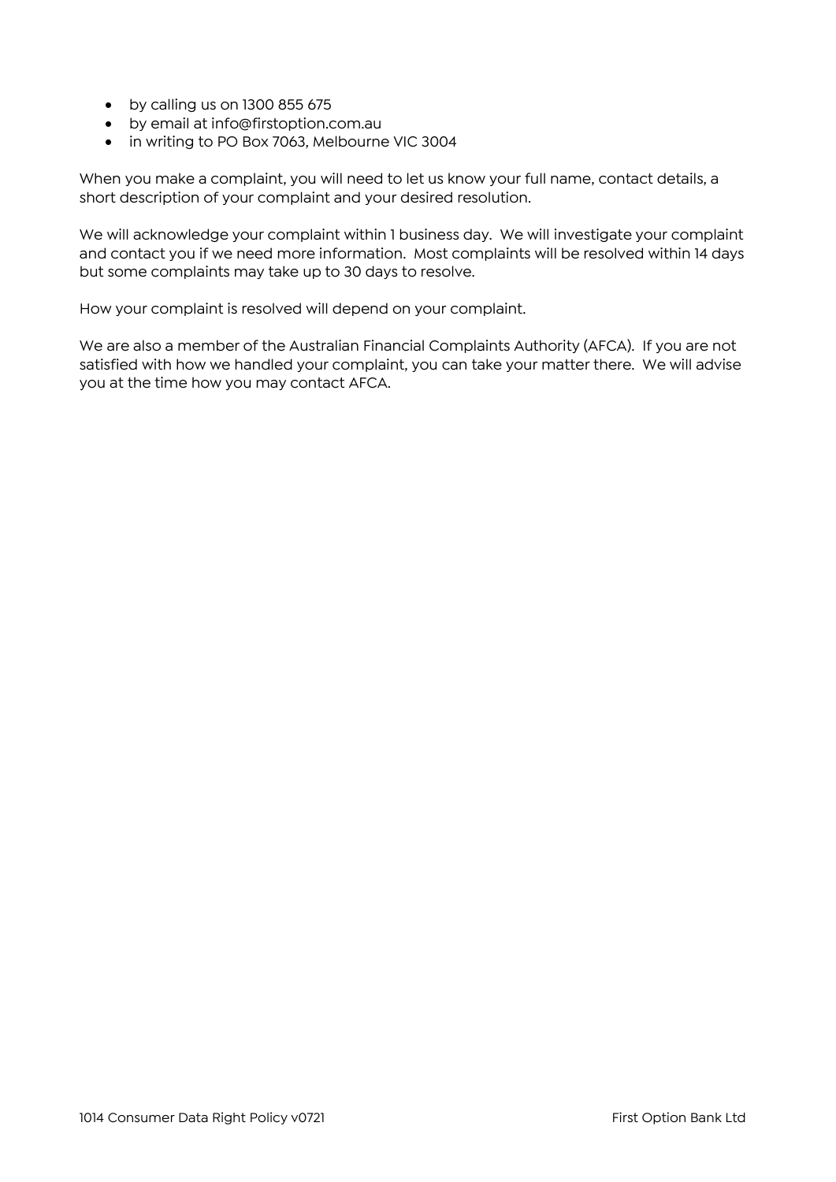- by calling us on 1300 855 675
- by email at info@firstoption.com.au
- in writing to PO Box 7063, Melbourne VIC 3004

When you make a complaint, you will need to let us know your full name, contact details, a short description of your complaint and your desired resolution.

We will acknowledge your complaint within 1 business day. We will investigate your complaint and contact you if we need more information. Most complaints will be resolved within 14 days but some complaints may take up to 30 days to resolve.

How your complaint is resolved will depend on your complaint.

We are also a member of the Australian Financial Complaints Authority (AFCA). If you are not satisfied with how we handled your complaint, you can take your matter there. We will advise you at the time how you may contact AFCA.